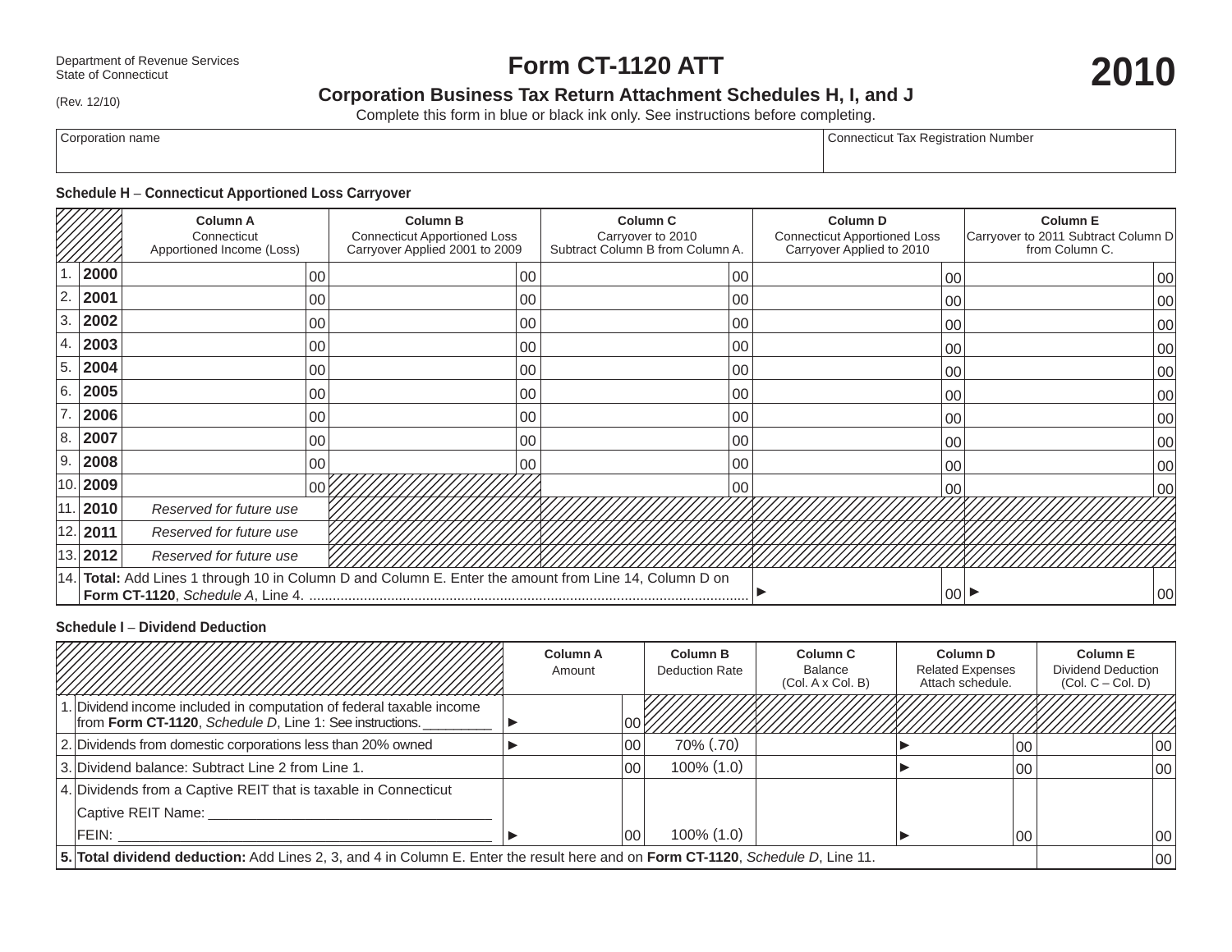Department of Revenue Services
State of Connecticut
(Rev. 12/10)

# Form CT-1120 ATT

# 2010

## Corporation Business Tax Return Attachment Schedules H, I, and J

Complete this form in blue or black ink only. See instructions before completing.

| Corporation name | Connecticut Tax Registration Number |
|---|---|
| | |

### Schedule H – Connecticut Apportioned Loss Carryover

| | | Column A<br>Connecticut<br>Apportioned Income (Loss) | Column B<br>Connecticut Apportioned Loss Carryover Applied 2001 to 2009 | Column C<br>Carryover to 2010<br>Subtract Column B from Column A. | Column D<br>Connecticut Apportioned Loss Carryover Applied to 2010 | Column E<br>Carryover to 2011 Subtract Column D from Column C. |
|---|---|---|---|---|---|---|
| 1. | **2000** | 00 | 00 | 00 | 00 | 00 |
| 2. | **2001** | 00 | 00 | 00 | 00 | 00 |
| 3. | **2002** | 00 | 00 | 00 | 00 | 00 |
| 4. | **2003** | 00 | 00 | 00 | 00 | 00 |
| 5. | **2004** | 00 | 00 | 00 | 00 | 00 |
| 6. | **2005** | 00 | 00 | 00 | 00 | 00 |
| 7. | **2006** | 00 | 00 | 00 | 00 | 00 |
| 8. | **2007** | 00 | 00 | 00 | 00 | 00 |
| 9. | **2008** | 00 | 00 | 00 | 00 | 00 |
| 10. | **2009** | 00 | | 00 | 00 | 00 |
| 11. | **2010** | *Reserved for future use* | | | | |
| 12. | **2011** | *Reserved for future use* | | | | |
| 13. | **2012** | *Reserved for future use* | | | | |
| 14. | **Total:** Add Lines 1 through 10 in Column D and Column E. Enter the amount from Line 14, Column D on **Form CT-1120**, *Schedule A*, Line 4. | | | | ► 00 | ► 00 |

### Schedule I – Dividend Deduction

| | | Column A<br>Amount | Column B<br>Deduction Rate | Column C<br>Balance<br>(Col. A x Col. B) | Column D<br>Related Expenses<br>Attach schedule. | Column E<br>Dividend Deduction<br>(Col. C – Col. D) |
|---|---|---|---|---|---|---|
| 1. | Dividend income included in computation of federal taxable income from **Form CT-1120**, *Schedule D*, Line 1: See instructions. _________ | ► 00 | | | | |
| 2. | Dividends from domestic corporations less than 20% owned | ► 00 | 70% (.70) | | ► 00 | 00 |
| 3. | Dividend balance: Subtract Line 2 from Line 1. | 00 | 100% (1.0) | | ► 00 | 00 |
| 4. | Dividends from a Captive REIT that is taxable in Connecticut<br>Captive REIT Name: ____________<br>FEIN: ____________ | ► 00 | 100% (1.0) | | ► 00 | 00 |
| **5.** | **Total dividend deduction:** Add Lines 2, 3, and 4 in Column E. Enter the result here and on **Form CT-1120**, *Schedule D*, Line 11. | | | | | 00 |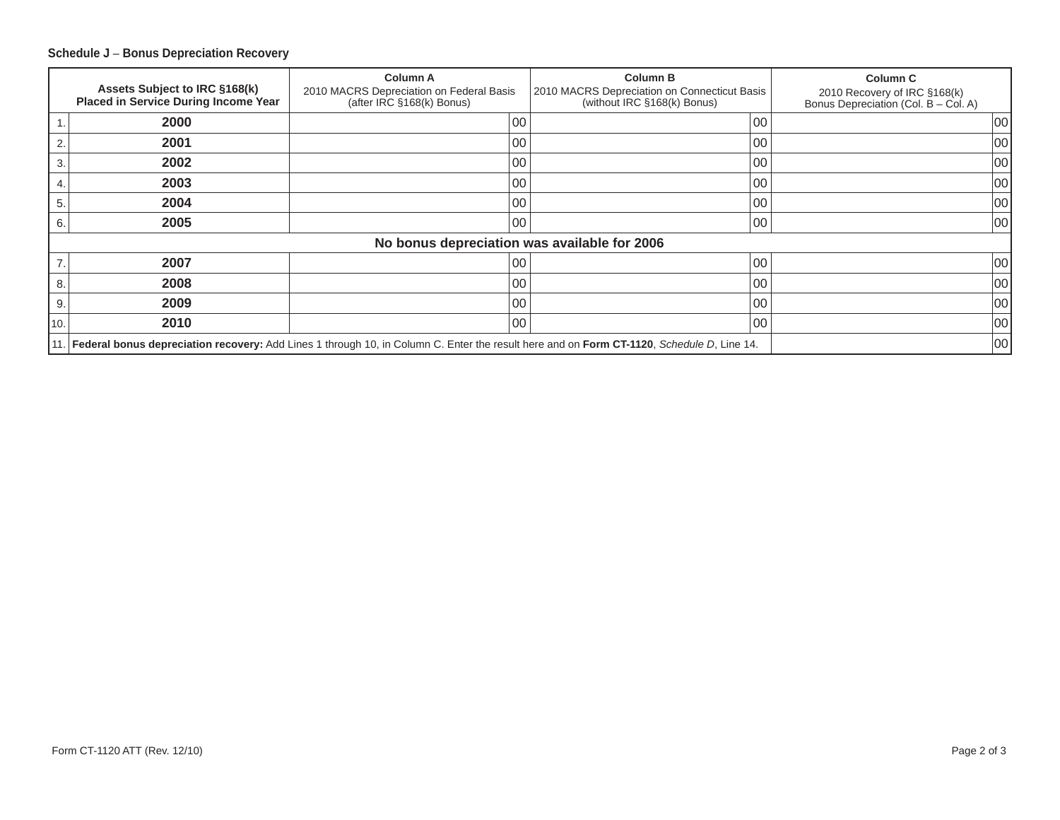### Schedule J – Bonus Depreciation Recovery

| | Assets Subject to IRC §168(k) Placed in Service During Income Year | Column A 2010 MACRS Depreciation on Federal Basis (after IRC §168(k) Bonus) | Column B 2010 MACRS Depreciation on Connecticut Basis (without IRC §168(k) Bonus) | Column C 2010 Recovery of IRC §168(k) Bonus Depreciation (Col. B – Col. A) |
|---|---|---|---|---|
| 1. | **2000** | 00 | 00 | 00 |
| 2. | **2001** | 00 | 00 | 00 |
| 3. | **2002** | 00 | 00 | 00 |
| 4. | **2003** | 00 | 00 | 00 |
| 5. | **2004** | 00 | 00 | 00 |
| 6. | **2005** | 00 | 00 | 00 |
| | **No bonus depreciation was available for 2006** | | | |
| 7. | **2007** | 00 | 00 | 00 |
| 8. | **2008** | 00 | 00 | 00 |
| 9. | **2009** | 00 | 00 | 00 |
| 10. | **2010** | 00 | 00 | 00 |
| 11. | **Federal bonus depreciation recovery:** Add Lines 1 through 10, in Column C. Enter the result here and on **Form CT-1120**, *Schedule D*, Line 14. | | | 00 |

Form CT-1120 ATT (Rev. 12/10)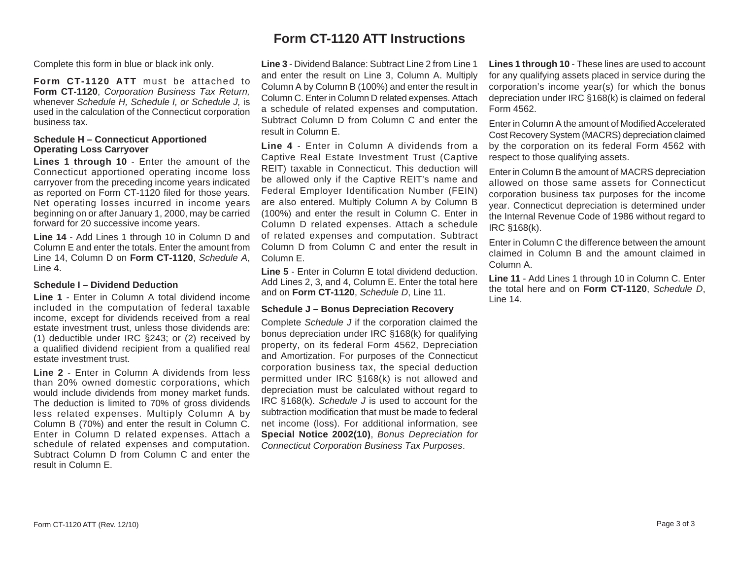# Form CT-1120 ATT Instructions

Complete this form in blue or black ink only.

**Form CT-1120 ATT** must be attached to **Form CT-1120**, *Corporation Business Tax Return,* whenever *Schedule H, Schedule I, or Schedule J,* is used in the calculation of the Connecticut corporation business tax.

### Schedule H – Connecticut Apportioned Operating Loss Carryover

**Lines 1 through 10** - Enter the amount of the Connecticut apportioned operating income loss carryover from the preceding income years indicated as reported on Form CT-1120 filed for those years. Net operating losses incurred in income years beginning on or after January 1, 2000, may be carried forward for 20 successive income years.

**Line 14** - Add Lines 1 through 10 in Column D and Column E and enter the totals. Enter the amount from Line 14, Column D on **Form CT-1120**, *Schedule A*, Line 4.

### Schedule I – Dividend Deduction

**Line 1** - Enter in Column A total dividend income included in the computation of federal taxable income, except for dividends received from a real estate investment trust, unless those dividends are: (1) deductible under IRC §243; or (2) received by a qualified dividend recipient from a qualified real estate investment trust.

**Line 2** - Enter in Column A dividends from less than 20% owned domestic corporations, which would include dividends from money market funds. The deduction is limited to 70% of gross dividends less related expenses. Multiply Column A by Column B (70%) and enter the result in Column C. Enter in Column D related expenses. Attach a schedule of related expenses and computation. Subtract Column D from Column C and enter the result in Column E.

**Line 3** - Dividend Balance: Subtract Line 2 from Line 1 and enter the result on Line 3, Column A. Multiply Column A by Column B (100%) and enter the result in Column C. Enter in Column D related expenses. Attach a schedule of related expenses and computation. Subtract Column D from Column C and enter the result in Column E.

**Line 4** - Enter in Column A dividends from a Captive Real Estate Investment Trust (Captive REIT) taxable in Connecticut. This deduction will be allowed only if the Captive REIT's name and Federal Employer Identification Number (FEIN) are also entered. Multiply Column A by Column B (100%) and enter the result in Column C. Enter in Column D related expenses. Attach a schedule of related expenses and computation. Subtract Column D from Column C and enter the result in Column E.

**Line 5** - Enter in Column E total dividend deduction. Add Lines 2, 3, and 4, Column E. Enter the total here and on **Form CT-1120**, *Schedule D*, Line 11.

### Schedule J – Bonus Depreciation Recovery

Complete *Schedule J* if the corporation claimed the bonus depreciation under IRC §168(k) for qualifying property, on its federal Form 4562, Depreciation and Amortization. For purposes of the Connecticut corporation business tax, the special deduction permitted under IRC §168(k) is not allowed and depreciation must be calculated without regard to IRC §168(k). *Schedule J* is used to account for the subtraction modification that must be made to federal net income (loss). For additional information, see **Special Notice 2002(10)**, *Bonus Depreciation for Connecticut Corporation Business Tax Purposes*.

**Lines 1 through 10** - These lines are used to account for any qualifying assets placed in service during the corporation's income year(s) for which the bonus depreciation under IRC §168(k) is claimed on federal Form 4562.

Enter in Column A the amount of Modified Accelerated Cost Recovery System (MACRS) depreciation claimed by the corporation on its federal Form 4562 with respect to those qualifying assets.

Enter in Column B the amount of MACRS depreciation allowed on those same assets for Connecticut corporation business tax purposes for the income year. Connecticut depreciation is determined under the Internal Revenue Code of 1986 without regard to IRC §168(k).

Enter in Column C the difference between the amount claimed in Column B and the amount claimed in Column A.

**Line 11** - Add Lines 1 through 10 in Column C. Enter the total here and on **Form CT-1120**, *Schedule D*, Line 14.

Form CT-1120 ATT (Rev. 12/10)